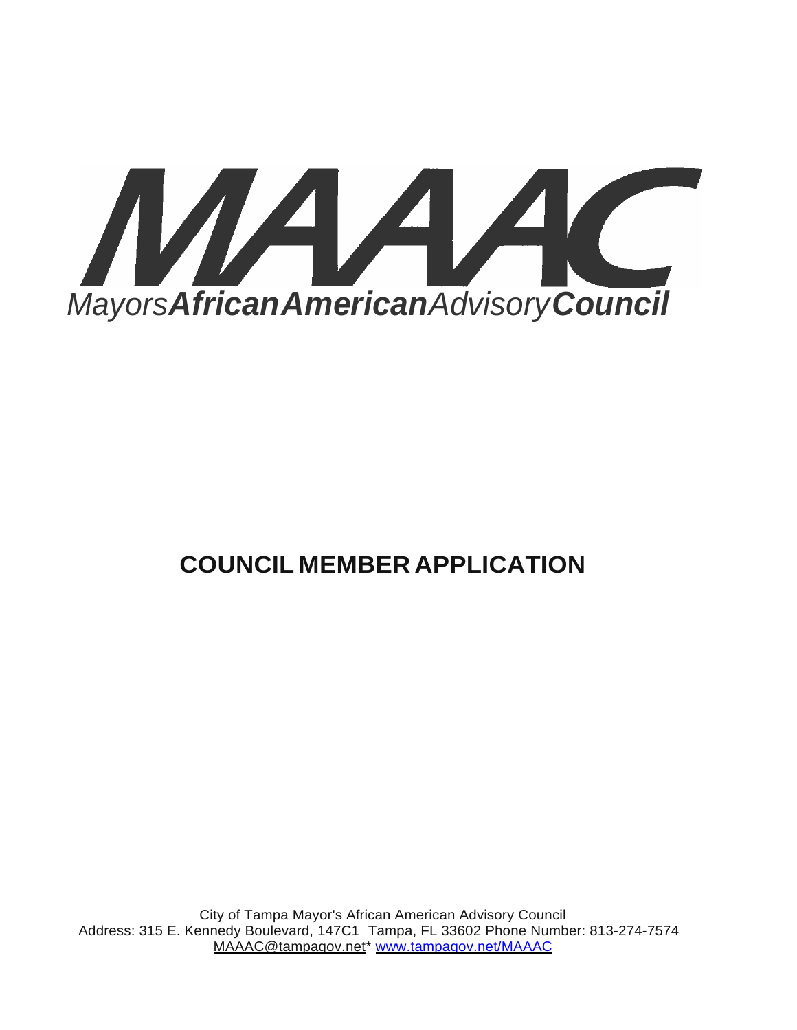# MAAAC

*Mayors* ***African American*** *Advisory* ***Council***

## COUNCIL MEMBER APPLICATION

City of Tampa Mayor's African American Advisory Council
Address: 315 E. Kennedy Boulevard, 147C1 Tampa, FL 33602 Phone Number: 813-274-7574
MAAAC@tampagov.net* www.tampagov.net/MAAAC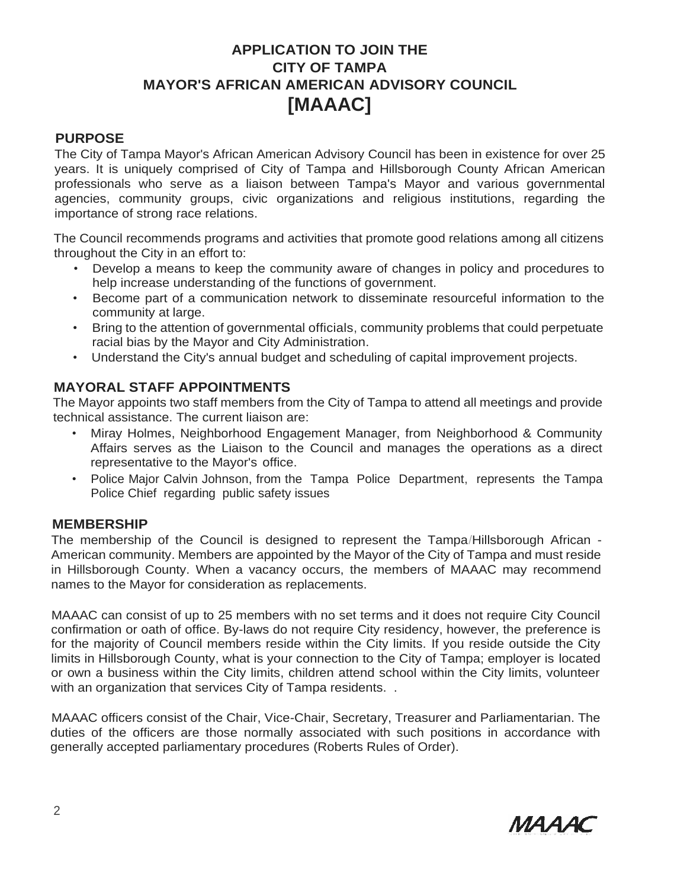# APPLICATION TO JOIN THE CITY OF TAMPA MAYOR'S AFRICAN AMERICAN ADVISORY COUNCIL [MAAAC]

## PURPOSE

The City of Tampa Mayor's African American Advisory Council has been in existence for over 25 years. It is uniquely comprised of City of Tampa and Hillsborough County African American professionals who serve as a liaison between Tampa's Mayor and various governmental agencies, community groups, civic organizations and religious institutions, regarding the importance of strong race relations.

The Council recommends programs and activities that promote good relations among all citizens throughout the City in an effort to:

- Develop a means to keep the community aware of changes in policy and procedures to help increase understanding of the functions of government.
- Become part of a communication network to disseminate resourceful information to the community at large.
- Bring to the attention of governmental officials, community problems that could perpetuate racial bias by the Mayor and City Administration.
- Understand the City's annual budget and scheduling of capital improvement projects.

## MAYORAL STAFF APPOINTMENTS

The Mayor appoints two staff members from the City of Tampa to attend all meetings and provide technical assistance. The current liaison are:

- Miray Holmes, Neighborhood Engagement Manager, from Neighborhood & Community Affairs serves as the Liaison to the Council and manages the operations as a direct representative to the Mayor's office.
- Police Major Calvin Johnson, from the Tampa Police Department, represents the Tampa Police Chief regarding public safety issues

## MEMBERSHIP

The membership of the Council is designed to represent the Tampa/Hillsborough African - American community. Members are appointed by the Mayor of the City of Tampa and must reside in Hillsborough County. When a vacancy occurs, the members of MAAAC may recommend names to the Mayor for consideration as replacements.

MAAAC can consist of up to 25 members with no set terms and it does not require City Council confirmation or oath of office. By-laws do not require City residency, however, the preference is for the majority of Council members reside within the City limits. If you reside outside the City limits in Hillsborough County, what is your connection to the City of Tampa; employer is located or own a business within the City limits, children attend school within the City limits, volunteer with an organization that services City of Tampa residents. .

MAAAC officers consist of the Chair, Vice-Chair, Secretary, Treasurer and Parliamentarian. The duties of the officers are those normally associated with such positions in accordance with generally accepted parliamentary procedures (Roberts Rules of Order).

MAAAC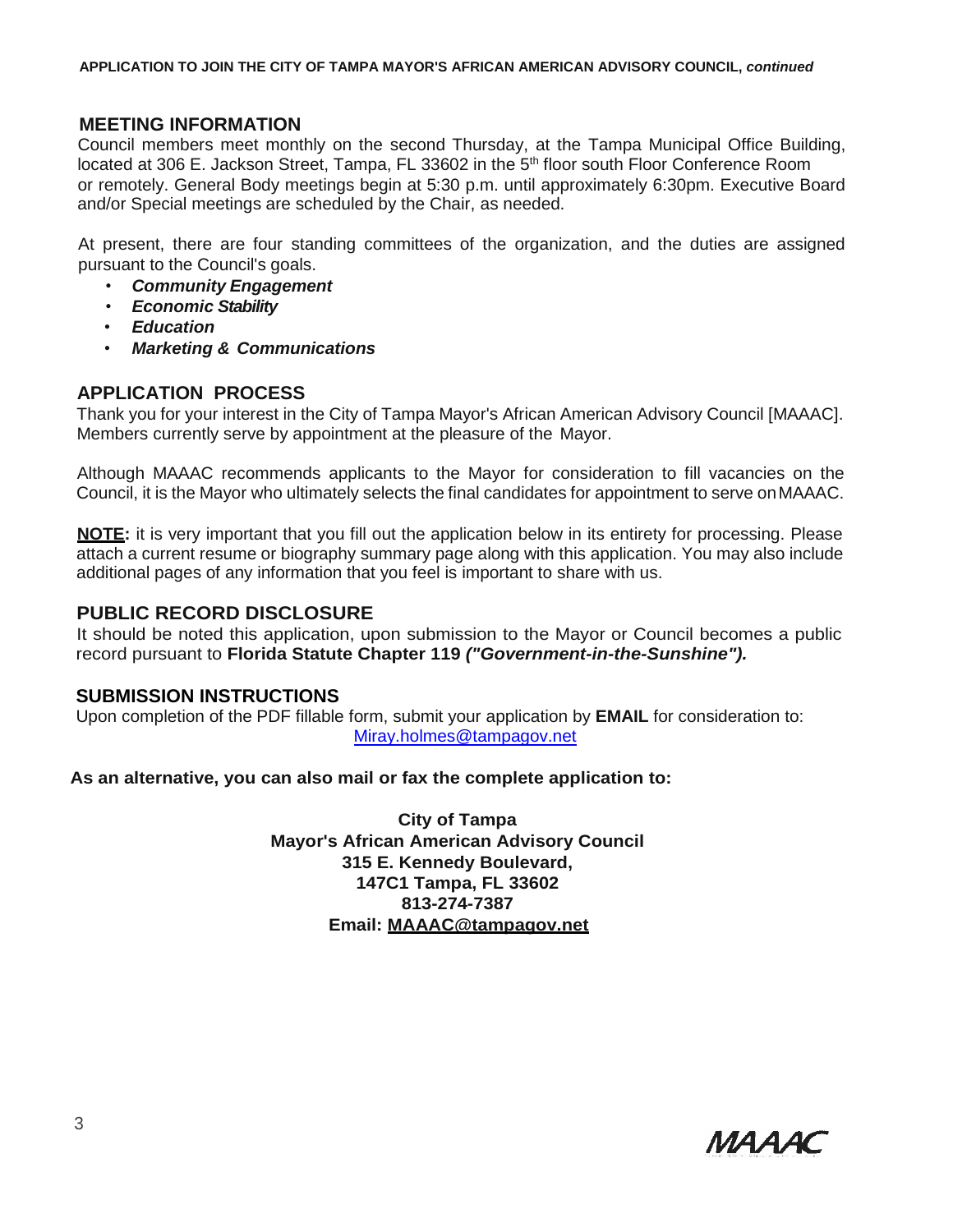## MEETING INFORMATION

Council members meet monthly on the second Thursday, at the Tampa Municipal Office Building, located at 306 E. Jackson Street, Tampa, FL 33602 in the 5th floor south Floor Conference Room or remotely. General Body meetings begin at 5:30 p.m. until approximately 6:30pm. Executive Board and/or Special meetings are scheduled by the Chair, as needed.

At present, there are four standing committees of the organization, and the duties are assigned pursuant to the Council's goals.

- ***Community Engagement***
- ***Economic Stability***
- ***Education***
- ***Marketing & Communications***

## APPLICATION PROCESS

Thank you for your interest in the City of Tampa Mayor's African American Advisory Council [MAAAC]. Members currently serve by appointment at the pleasure of the Mayor.

Although MAAAC recommends applicants to the Mayor for consideration to fill vacancies on the Council, it is the Mayor who ultimately selects the final candidates for appointment to serve on MAAAC.

**NOTE:** it is very important that you fill out the application below in its entirety for processing. Please attach a current resume or biography summary page along with this application. You may also include additional pages of any information that you feel is important to share with us.

## PUBLIC RECORD DISCLOSURE

It should be noted this application, upon submission to the Mayor or Council becomes a public record pursuant to **Florida Statute Chapter 119** ***("Government-in-the-Sunshine").***

## SUBMISSION INSTRUCTIONS

Upon completion of the PDF fillable form, submit your application by **EMAIL** for consideration to:

Miray.holmes@tampagov.net

**As an alternative, you can also mail or fax the complete application to:**

**City of Tampa**
**Mayor's African American Advisory Council**
**315 E. Kennedy Boulevard,**
**147C1 Tampa, FL 33602**
**813-274-7387**
**Email: MAAAC@tampagov.net**

MAAAC